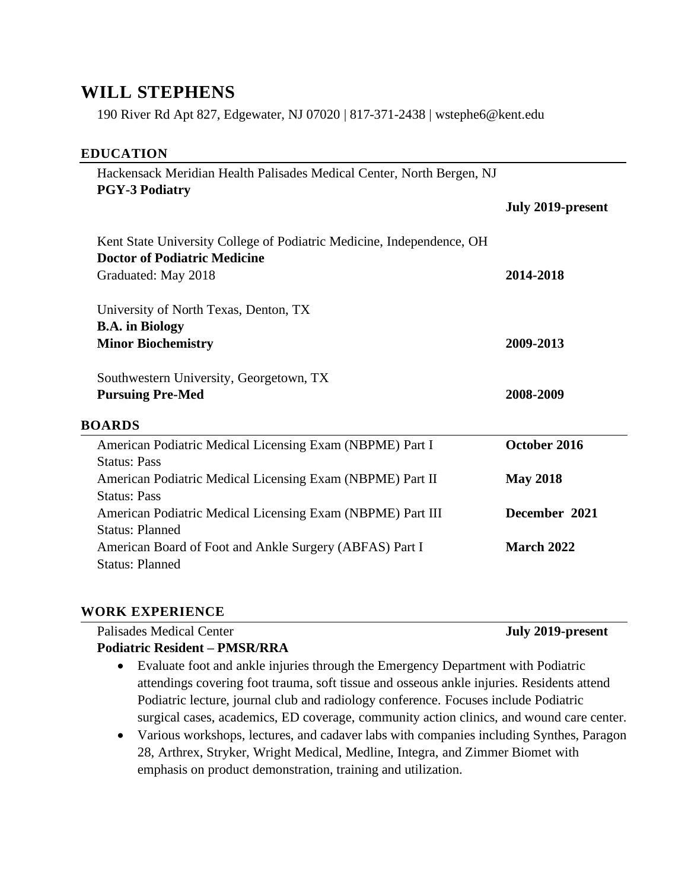# WILL STEPHENS

190 River Rd Apt 827, Edgewater, NJ 07020 | 817-371-2438 | wstephe6@kent.edu

## EDUCATION

Hackensack Meridian Health Palisades Medical Center, North Bergen, NJ
**PGY-3 Podiatry**
**July 2019-present**

Kent State University College of Podiatric Medicine, Independence, OH
**Doctor of Podiatric Medicine**
Graduated: May 2018 **2014-2018**

University of North Texas, Denton, TX
**B.A. in Biology**
**Minor Biochemistry** **2009-2013**

Southwestern University, Georgetown, TX
**Pursuing Pre-Med** **2008-2009**

## BOARDS

American Podiatric Medical Licensing Exam (NBPME) Part I **October 2016**
Status: Pass

American Podiatric Medical Licensing Exam (NBPME) Part II **May 2018**
Status: Pass

American Podiatric Medical Licensing Exam (NBPME) Part III **December 2021**
Status: Planned

American Board of Foot and Ankle Surgery (ABFAS) Part I **March 2022**
Status: Planned

## WORK EXPERIENCE

Palisades Medical Center **July 2019-present**
**Podiatric Resident – PMSR/RRA**

- Evaluate foot and ankle injuries through the Emergency Department with Podiatric attendings covering foot trauma, soft tissue and osseous ankle injuries. Residents attend Podiatric lecture, journal club and radiology conference. Focuses include Podiatric surgical cases, academics, ED coverage, community action clinics, and wound care center.
- Various workshops, lectures, and cadaver labs with companies including Synthes, Paragon 28, Arthrex, Stryker, Wright Medical, Medline, Integra, and Zimmer Biomet with emphasis on product demonstration, training and utilization.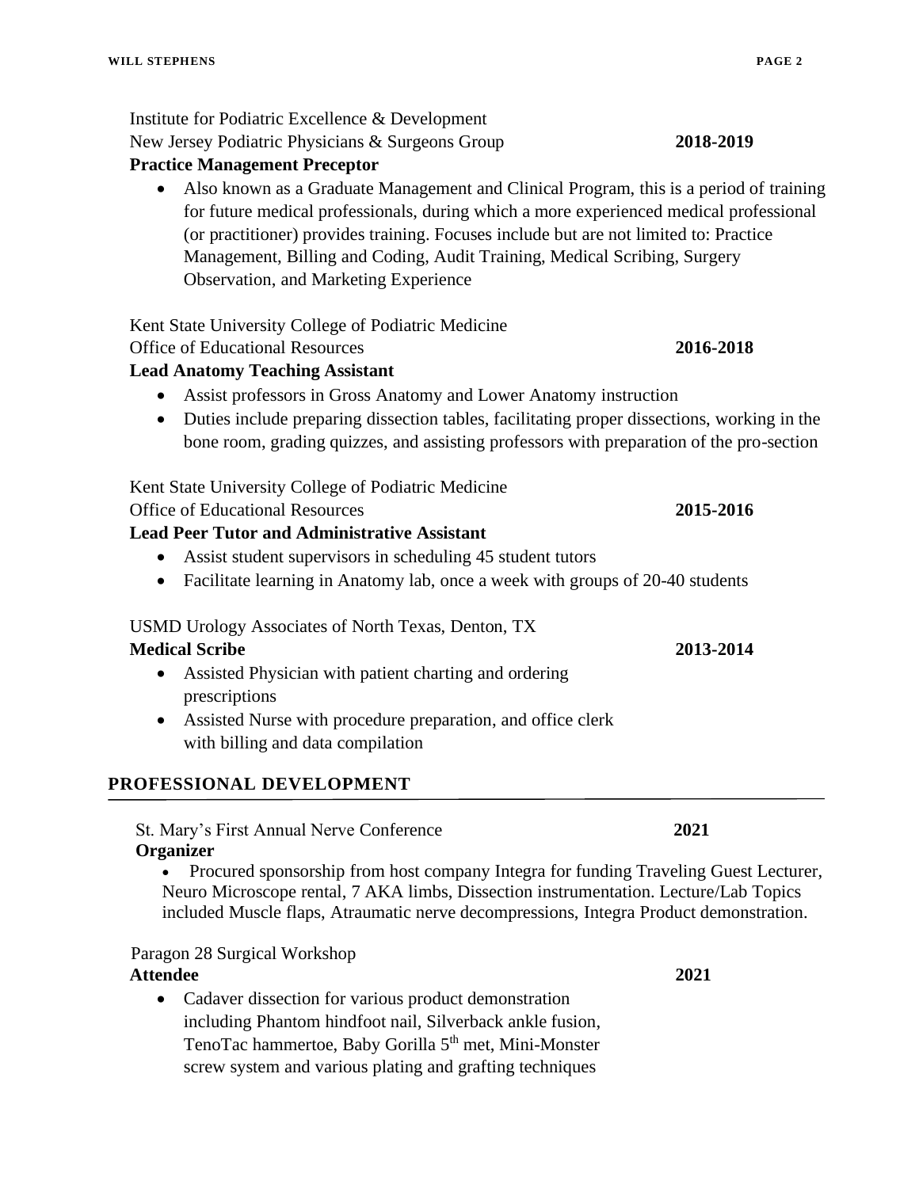Institute for Podiatric Excellence & Development
New Jersey Podiatric Physicians & Surgeons Group **2018-2019**
**Practice Management Preceptor**

- Also known as a Graduate Management and Clinical Program, this is a period of training for future medical professionals, during which a more experienced medical professional (or practitioner) provides training. Focuses include but are not limited to: Practice Management, Billing and Coding, Audit Training, Medical Scribing, Surgery Observation, and Marketing Experience

Kent State University College of Podiatric Medicine
Office of Educational Resources **2016-2018**
**Lead Anatomy Teaching Assistant**

- Assist professors in Gross Anatomy and Lower Anatomy instruction
- Duties include preparing dissection tables, facilitating proper dissections, working in the bone room, grading quizzes, and assisting professors with preparation of the pro-section

Kent State University College of Podiatric Medicine
Office of Educational Resources **2015-2016**
**Lead Peer Tutor and Administrative Assistant**

- Assist student supervisors in scheduling 45 student tutors
- Facilitate learning in Anatomy lab, once a week with groups of 20-40 students

USMD Urology Associates of North Texas, Denton, TX
**Medical Scribe** **2013-2014**

- Assisted Physician with patient charting and ordering prescriptions
- Assisted Nurse with procedure preparation, and office clerk with billing and data compilation

## PROFESSIONAL DEVELOPMENT

St. Mary's First Annual Nerve Conference **2021**
**Organizer**

- Procured sponsorship from host company Integra for funding Traveling Guest Lecturer, Neuro Microscope rental, 7 AKA limbs, Dissection instrumentation. Lecture/Lab Topics included Muscle flaps, Atraumatic nerve decompressions, Integra Product demonstration.

Paragon 28 Surgical Workshop
**Attendee** **2021**

- Cadaver dissection for various product demonstration including Phantom hindfoot nail, Silverback ankle fusion, TenoTac hammertoe, Baby Gorilla 5th met, Mini-Monster screw system and various plating and grafting techniques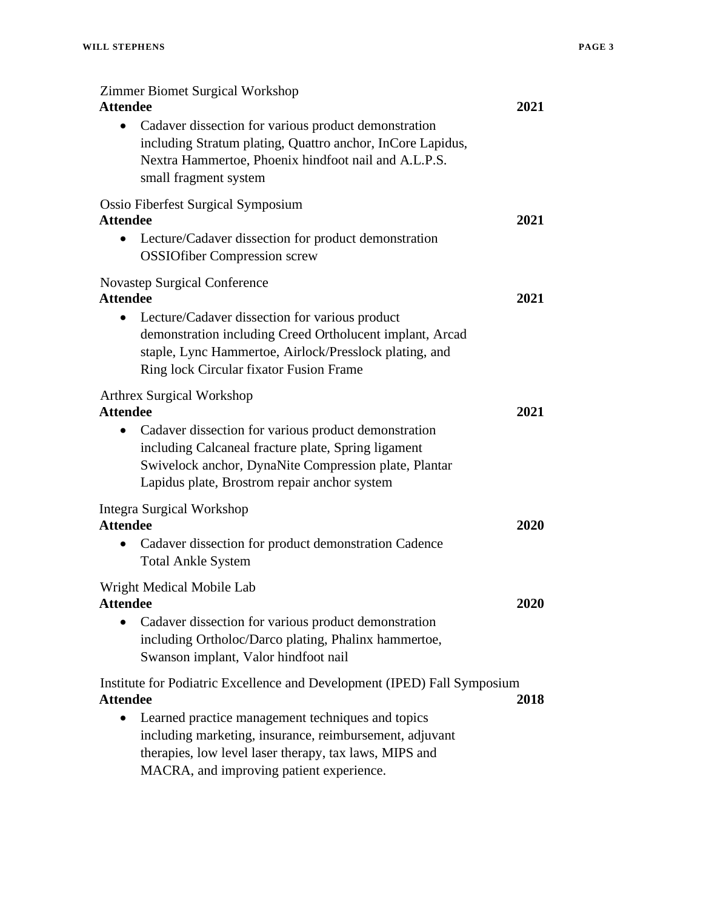Zimmer Biomet Surgical Workshop
**Attendee** **2021**

- Cadaver dissection for various product demonstration including Stratum plating, Quattro anchor, InCore Lapidus, Nextra Hammertoe, Phoenix hindfoot nail and A.L.P.S. small fragment system

Ossio Fiberfest Surgical Symposium
**Attendee** **2021**

- Lecture/Cadaver dissection for product demonstration OSSIOfiber Compression screw

Novastep Surgical Conference
**Attendee** **2021**

- Lecture/Cadaver dissection for various product demonstration including Creed Ortholucent implant, Arcad staple, Lync Hammertoe, Airlock/Presslock plating, and Ring lock Circular fixator Fusion Frame

Arthrex Surgical Workshop
**Attendee** **2021**

- Cadaver dissection for various product demonstration including Calcaneal fracture plate, Spring ligament Swivelock anchor, DynaNite Compression plate, Plantar Lapidus plate, Brostrom repair anchor system

Integra Surgical Workshop
**Attendee** **2020**

- Cadaver dissection for product demonstration Cadence Total Ankle System

Wright Medical Mobile Lab
**Attendee** **2020**

- Cadaver dissection for various product demonstration including Ortholoc/Darco plating, Phalinx hammertoe, Swanson implant, Valor hindfoot nail

Institute for Podiatric Excellence and Development (IPED) Fall Symposium
**Attendee** **2018**

- Learned practice management techniques and topics including marketing, insurance, reimbursement, adjuvant therapies, low level laser therapy, tax laws, MIPS and MACRA, and improving patient experience.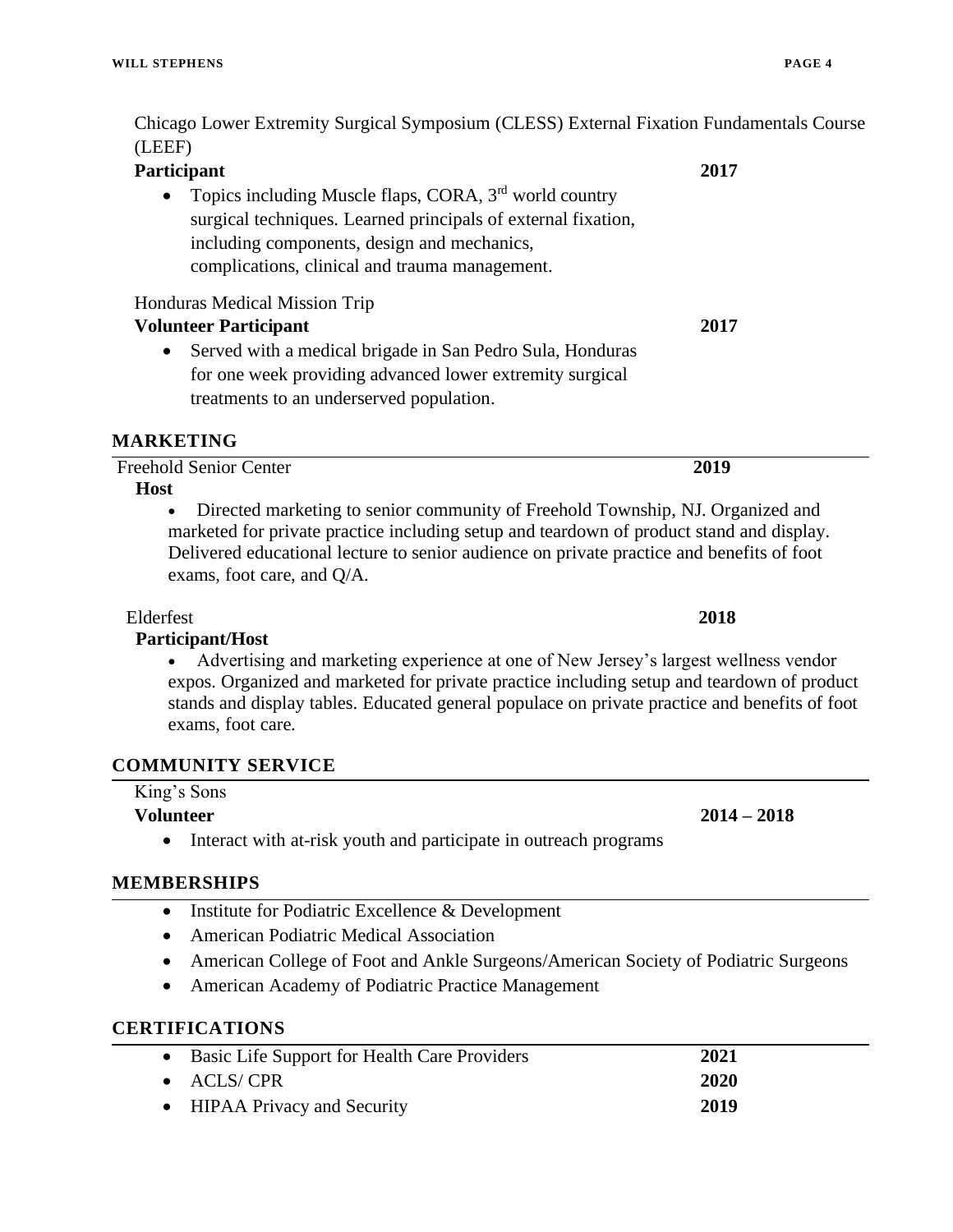Chicago Lower Extremity Surgical Symposium (CLESS) External Fixation Fundamentals Course (LEEF)

**Participant** **2017**

- Topics including Muscle flaps, CORA, 3rd world country surgical techniques. Learned principals of external fixation, including components, design and mechanics, complications, clinical and trauma management.

Honduras Medical Mission Trip

**Volunteer Participant** **2017**

- Served with a medical brigade in San Pedro Sula, Honduras for one week providing advanced lower extremity surgical treatments to an underserved population.

## MARKETING

Freehold Senior Center **2019**

**Host**

- Directed marketing to senior community of Freehold Township, NJ. Organized and marketed for private practice including setup and teardown of product stand and display. Delivered educational lecture to senior audience on private practice and benefits of foot exams, foot care, and Q/A.

Elderfest **2018**

**Participant/Host**

- Advertising and marketing experience at one of New Jersey's largest wellness vendor expos. Organized and marketed for private practice including setup and teardown of product stands and display tables. Educated general populace on private practice and benefits of foot exams, foot care.

## COMMUNITY SERVICE

King's Sons

**Volunteer** **2014 – 2018**

- Interact with at-risk youth and participate in outreach programs

## MEMBERSHIPS

- Institute for Podiatric Excellence & Development
- American Podiatric Medical Association
- American College of Foot and Ankle Surgeons/American Society of Podiatric Surgeons
- American Academy of Podiatric Practice Management

## CERTIFICATIONS

- Basic Life Support for Health Care Providers **2021**
- ACLS/ CPR **2020**
- HIPAA Privacy and Security **2019**